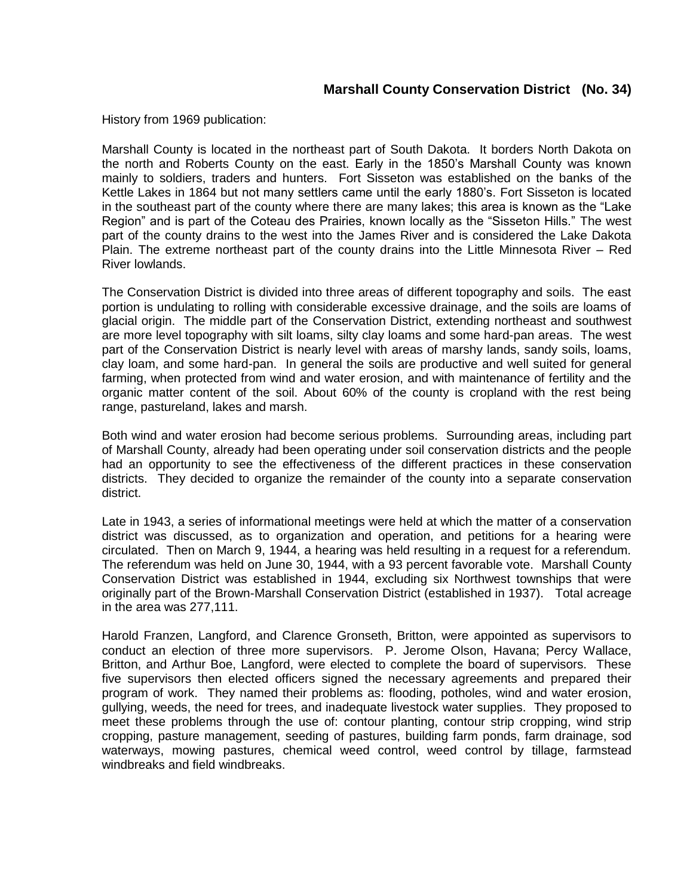## Marshall County Conservation District (No. 34)

History from 1969 publication:

Marshall County is located in the northeast part of South Dakota. It borders North Dakota on the north and Roberts County on the east. Early in the 1850's Marshall County was known mainly to soldiers, traders and hunters. Fort Sisseton was established on the banks of the Kettle Lakes in 1864 but not many settlers came until the early 1880's. Fort Sisseton is located in the southeast part of the county where there are many lakes; this area is known as the "Lake Region" and is part of the Coteau des Prairies, known locally as the "Sisseton Hills." The west part of the county drains to the west into the James River and is considered the Lake Dakota Plain. The extreme northeast part of the county drains into the Little Minnesota River – Red River lowlands.

The Conservation District is divided into three areas of different topography and soils. The east portion is undulating to rolling with considerable excessive drainage, and the soils are loams of glacial origin. The middle part of the Conservation District, extending northeast and southwest are more level topography with silt loams, silty clay loams and some hard-pan areas. The west part of the Conservation District is nearly level with areas of marshy lands, sandy soils, loams, clay loam, and some hard-pan. In general the soils are productive and well suited for general farming, when protected from wind and water erosion, and with maintenance of fertility and the organic matter content of the soil. About 60% of the county is cropland with the rest being range, pastureland, lakes and marsh.

Both wind and water erosion had become serious problems. Surrounding areas, including part of Marshall County, already had been operating under soil conservation districts and the people had an opportunity to see the effectiveness of the different practices in these conservation districts. They decided to organize the remainder of the county into a separate conservation district.

Late in 1943, a series of informational meetings were held at which the matter of a conservation district was discussed, as to organization and operation, and petitions for a hearing were circulated. Then on March 9, 1944, a hearing was held resulting in a request for a referendum. The referendum was held on June 30, 1944, with a 93 percent favorable vote. Marshall County Conservation District was established in 1944, excluding six Northwest townships that were originally part of the Brown-Marshall Conservation District (established in 1937). Total acreage in the area was 277,111.

Harold Franzen, Langford, and Clarence Gronseth, Britton, were appointed as supervisors to conduct an election of three more supervisors. P. Jerome Olson, Havana; Percy Wallace, Britton, and Arthur Boe, Langford, were elected to complete the board of supervisors. These five supervisors then elected officers signed the necessary agreements and prepared their program of work. They named their problems as: flooding, potholes, wind and water erosion, gullying, weeds, the need for trees, and inadequate livestock water supplies. They proposed to meet these problems through the use of: contour planting, contour strip cropping, wind strip cropping, pasture management, seeding of pastures, building farm ponds, farm drainage, sod waterways, mowing pastures, chemical weed control, weed control by tillage, farmstead windbreaks and field windbreaks.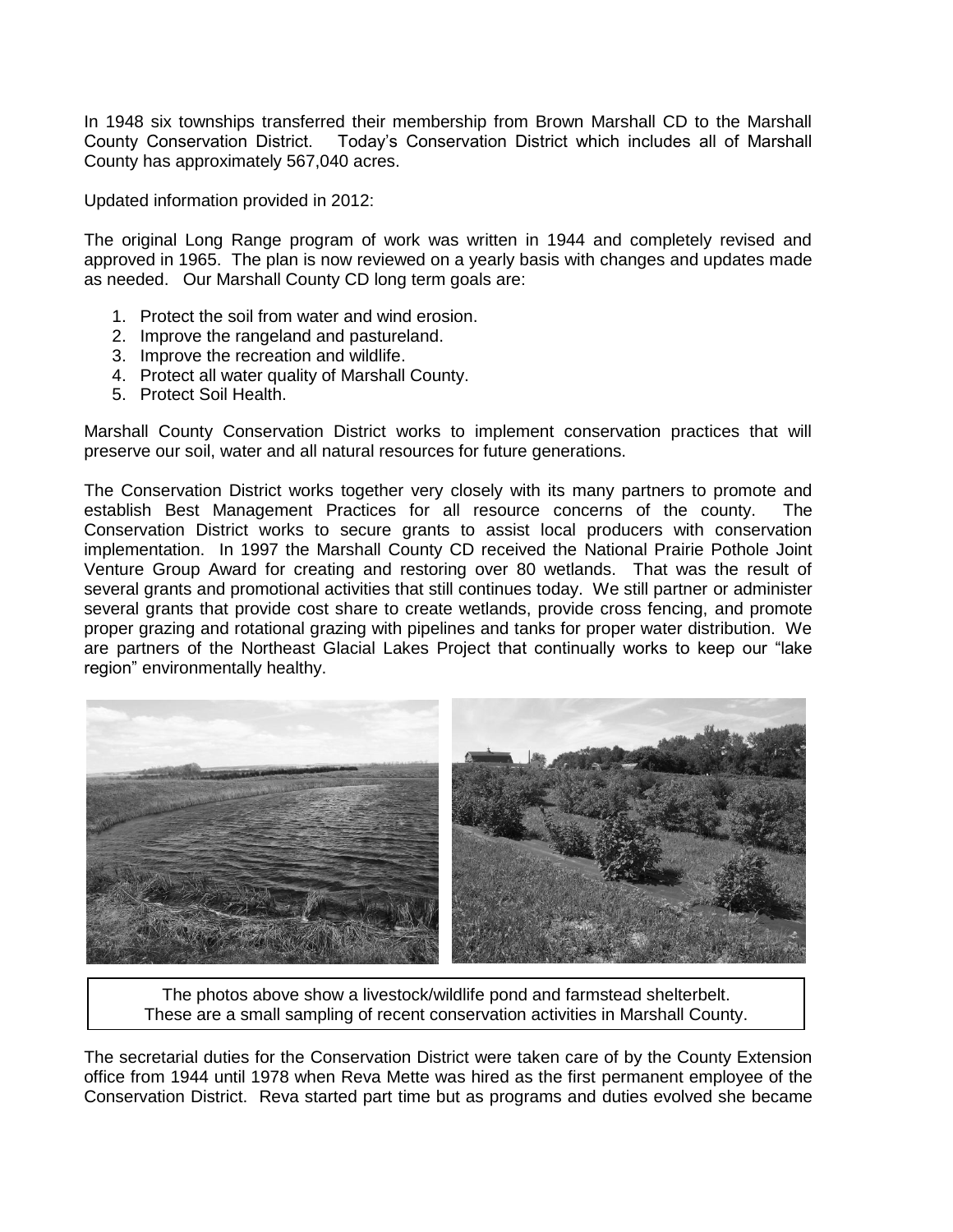In 1948 six townships transferred their membership from Brown Marshall CD to the Marshall County Conservation District. Today's Conservation District which includes all of Marshall County has approximately 567,040 acres.

Updated information provided in 2012:

The original Long Range program of work was written in 1944 and completely revised and approved in 1965. The plan is now reviewed on a yearly basis with changes and updates made as needed. Our Marshall County CD long term goals are:

1. Protect the soil from water and wind erosion.
2. Improve the rangeland and pastureland.
3. Improve the recreation and wildlife.
4. Protect all water quality of Marshall County.
5. Protect Soil Health.

Marshall County Conservation District works to implement conservation practices that will preserve our soil, water and all natural resources for future generations.

The Conservation District works together very closely with its many partners to promote and establish Best Management Practices for all resource concerns of the county. The Conservation District works to secure grants to assist local producers with conservation implementation. In 1997 the Marshall County CD received the National Prairie Pothole Joint Venture Group Award for creating and restoring over 80 wetlands. That was the result of several grants and promotional activities that still continues today. We still partner or administer several grants that provide cost share to create wetlands, provide cross fencing, and promote proper grazing and rotational grazing with pipelines and tanks for proper water distribution. We are partners of the Northeast Glacial Lakes Project that continually works to keep our "lake region" environmentally healthy.

The photos above show a livestock/wildlife pond and farmstead shelterbelt.
These are a small sampling of recent conservation activities in Marshall County.

The secretarial duties for the Conservation District were taken care of by the County Extension office from 1944 until 1978 when Reva Mette was hired as the first permanent employee of the Conservation District. Reva started part time but as programs and duties evolved she became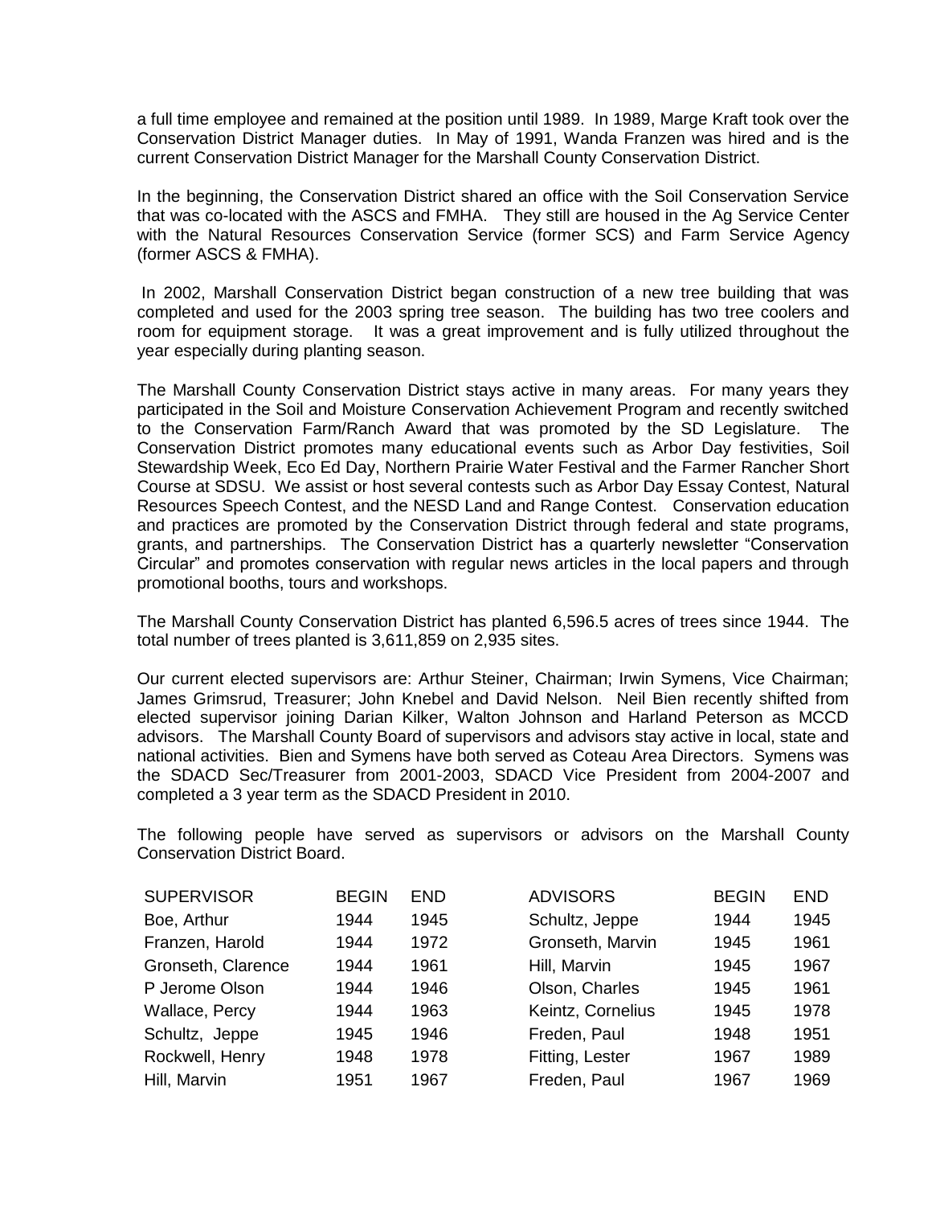a full time employee and remained at the position until 1989. In 1989, Marge Kraft took over the Conservation District Manager duties. In May of 1991, Wanda Franzen was hired and is the current Conservation District Manager for the Marshall County Conservation District.

In the beginning, the Conservation District shared an office with the Soil Conservation Service that was co-located with the ASCS and FMHA. They still are housed in the Ag Service Center with the Natural Resources Conservation Service (former SCS) and Farm Service Agency (former ASCS & FMHA).

In 2002, Marshall Conservation District began construction of a new tree building that was completed and used for the 2003 spring tree season. The building has two tree coolers and room for equipment storage. It was a great improvement and is fully utilized throughout the year especially during planting season.

The Marshall County Conservation District stays active in many areas. For many years they participated in the Soil and Moisture Conservation Achievement Program and recently switched to the Conservation Farm/Ranch Award that was promoted by the SD Legislature. The Conservation District promotes many educational events such as Arbor Day festivities, Soil Stewardship Week, Eco Ed Day, Northern Prairie Water Festival and the Farmer Rancher Short Course at SDSU. We assist or host several contests such as Arbor Day Essay Contest, Natural Resources Speech Contest, and the NESD Land and Range Contest. Conservation education and practices are promoted by the Conservation District through federal and state programs, grants, and partnerships. The Conservation District has a quarterly newsletter "Conservation Circular" and promotes conservation with regular news articles in the local papers and through promotional booths, tours and workshops.

The Marshall County Conservation District has planted 6,596.5 acres of trees since 1944. The total number of trees planted is 3,611,859 on 2,935 sites.

Our current elected supervisors are: Arthur Steiner, Chairman; Irwin Symens, Vice Chairman; James Grimsrud, Treasurer; John Knebel and David Nelson. Neil Bien recently shifted from elected supervisor joining Darian Kilker, Walton Johnson and Harland Peterson as MCCD advisors. The Marshall County Board of supervisors and advisors stay active in local, state and national activities. Bien and Symens have both served as Coteau Area Directors. Symens was the SDACD Sec/Treasurer from 2001-2003, SDACD Vice President from 2004-2007 and completed a 3 year term as the SDACD President in 2010.

The following people have served as supervisors or advisors on the Marshall County Conservation District Board.

| SUPERVISOR | BEGIN | END | ADVISORS | BEGIN | END |
|---|---|---|---|---|---|
| Boe, Arthur | 1944 | 1945 | Schultz, Jeppe | 1944 | 1945 |
| Franzen, Harold | 1944 | 1972 | Gronseth, Marvin | 1945 | 1961 |
| Gronseth, Clarence | 1944 | 1961 | Hill, Marvin | 1945 | 1967 |
| P Jerome Olson | 1944 | 1946 | Olson, Charles | 1945 | 1961 |
| Wallace, Percy | 1944 | 1963 | Keintz, Cornelius | 1945 | 1978 |
| Schultz, Jeppe | 1945 | 1946 | Freden, Paul | 1948 | 1951 |
| Rockwell, Henry | 1948 | 1978 | Fitting, Lester | 1967 | 1989 |
| Hill, Marvin | 1951 | 1967 | Freden, Paul | 1967 | 1969 |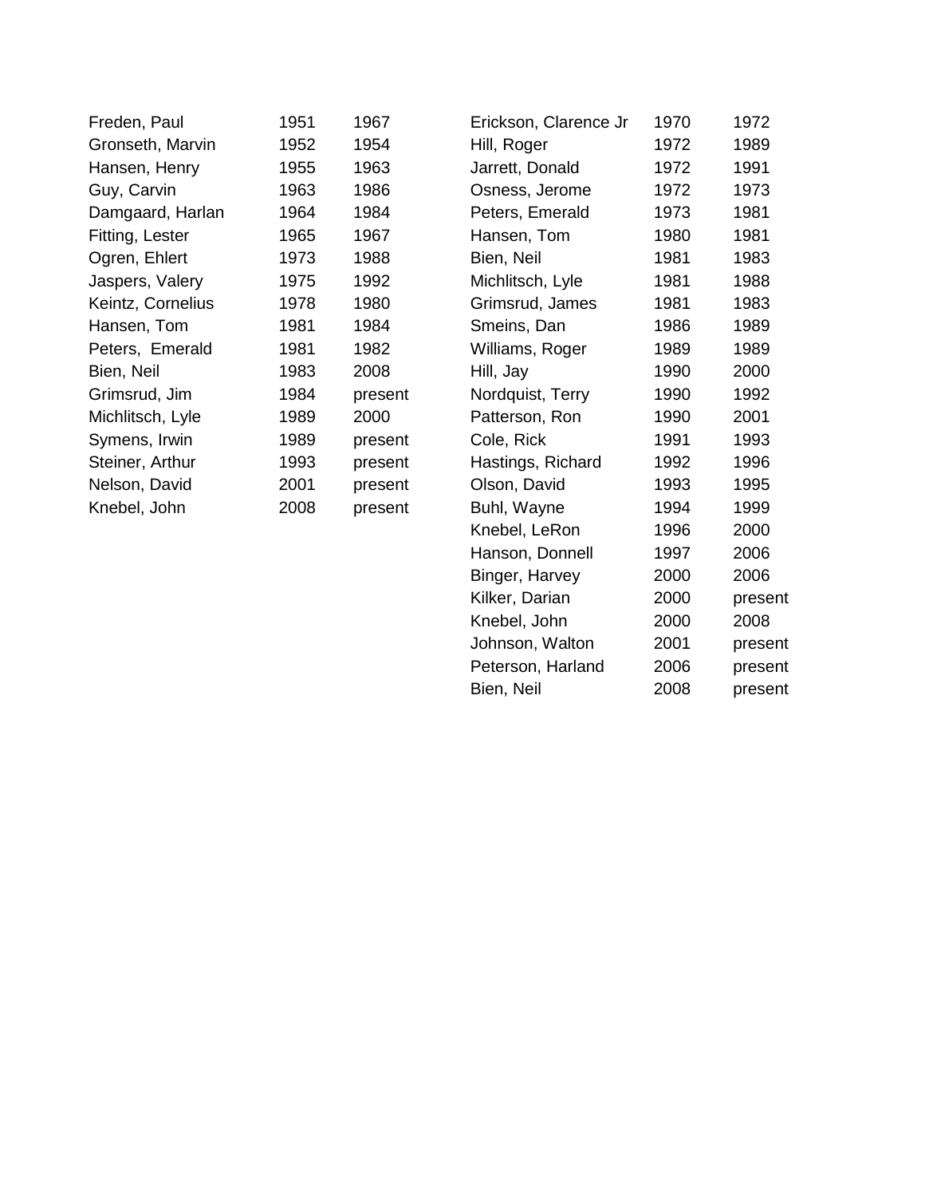| | | |
|---|---|---|
| Freden, Paul | 1951 | 1967 |
| Gronseth, Marvin | 1952 | 1954 |
| Hansen, Henry | 1955 | 1963 |
| Guy, Carvin | 1963 | 1986 |
| Damgaard, Harlan | 1964 | 1984 |
| Fitting, Lester | 1965 | 1967 |
| Ogren, Ehlert | 1973 | 1988 |
| Jaspers, Valery | 1975 | 1992 |
| Keintz, Cornelius | 1978 | 1980 |
| Hansen, Tom | 1981 | 1984 |
| Peters,  Emerald | 1981 | 1982 |
| Bien, Neil | 1983 | 2008 |
| Grimsrud, Jim | 1984 | present |
| Michlitsch, Lyle | 1989 | 2000 |
| Symens, Irwin | 1989 | present |
| Steiner, Arthur | 1993 | present |
| Nelson, David | 2001 | present |
| Knebel, John | 2008 | present |

| | | |
|---|---|---|
| Erickson, Clarence Jr | 1970 | 1972 |
| Hill, Roger | 1972 | 1989 |
| Jarrett, Donald | 1972 | 1991 |
| Osness, Jerome | 1972 | 1973 |
| Peters, Emerald | 1973 | 1981 |
| Hansen, Tom | 1980 | 1981 |
| Bien, Neil | 1981 | 1983 |
| Michlitsch, Lyle | 1981 | 1988 |
| Grimsrud, James | 1981 | 1983 |
| Smeins, Dan | 1986 | 1989 |
| Williams, Roger | 1989 | 1989 |
| Hill, Jay | 1990 | 2000 |
| Nordquist, Terry | 1990 | 1992 |
| Patterson, Ron | 1990 | 2001 |
| Cole, Rick | 1991 | 1993 |
| Hastings, Richard | 1992 | 1996 |
| Olson, David | 1993 | 1995 |
| Buhl, Wayne | 1994 | 1999 |
| Knebel, LeRon | 1996 | 2000 |
| Hanson, Donnell | 1997 | 2006 |
| Binger, Harvey | 2000 | 2006 |
| Kilker, Darian | 2000 | present |
| Knebel, John | 2000 | 2008 |
| Johnson, Walton | 2001 | present |
| Peterson, Harland | 2006 | present |
| Bien, Neil | 2008 | present |